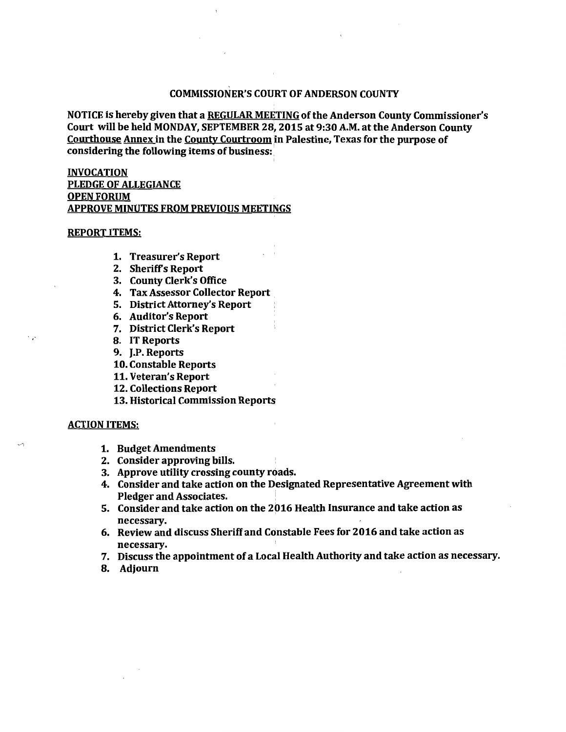# COMMISSIONER'S COURT OF ANDERSON COUNTY

**NOTICE is hereby given that a REGULAR MEETING of the Anderson County Commissioner's Court will be held MONDAY, SEPTEMBER 28, 2015 at 9:30 A.M. at the Anderson County Courthouse Annex in the County Courtroom in Palestine, Texas for the purpose of considering the following items of business:**

**INVOCATION**
**PLEDGE OF ALLEGIANCE**
**OPEN FORUM**
**APPROVE MINUTES FROM PREVIOUS MEETINGS**

## REPORT ITEMS:

1. **Treasurer's Report**
2. **Sheriff's Report**
3. **County Clerk's Office**
4. **Tax Assessor Collector Report**
5. **District Attorney's Report**
6. **Auditor's Report**
7. **District Clerk's Report**
8. **IT Reports**
9. **J.P. Reports**
10. **Constable Reports**
11. **Veteran's Report**
12. **Collections Report**
13. **Historical Commission Reports**

## ACTION ITEMS:

1. **Budget Amendments**
2. **Consider approving bills.**
3. **Approve utility crossing county roads.**
4. **Consider and take action on the Designated Representative Agreement with Pledger and Associates.**
5. **Consider and take action on the 2016 Health Insurance and take action as necessary.**
6. **Review and discuss Sheriff and Constable Fees for 2016 and take action as necessary.**
7. **Discuss the appointment of a Local Health Authority and take action as necessary.**
8. **Adjourn**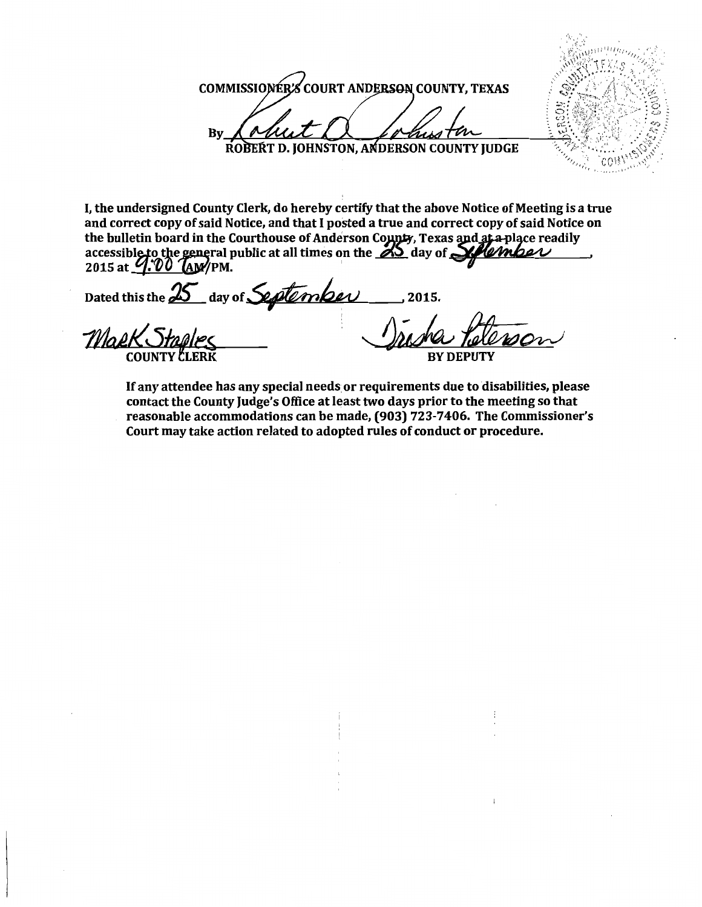COMMISSIONER'S COURT ANDERSON COUNTY, TEXAS

By Robert D. Johnston

ROBERT D. JOHNSTON, ANDERSON COUNTY JUDGE

I, the undersigned County Clerk, do hereby certify that the above Notice of Meeting is a true and correct copy of said Notice, and that I posted a true and correct copy of said Notice on the bulletin board in the Courthouse of Anderson County, Texas and at a place readily accessible to the general public at all times on the 25 day of September, 2015 at 9:00 AM/PM.

Dated this the 25 day of September, 2015.

Mark Staples

COUNTY CLERK

Trisha Peterson

BY DEPUTY

**If any attendee has any special needs or requirements due to disabilities, please contact the County Judge's Office at least two days prior to the meeting so that reasonable accommodations can be made, (903) 723-7406. The Commissioner's Court may take action related to adopted rules of conduct or procedure.**